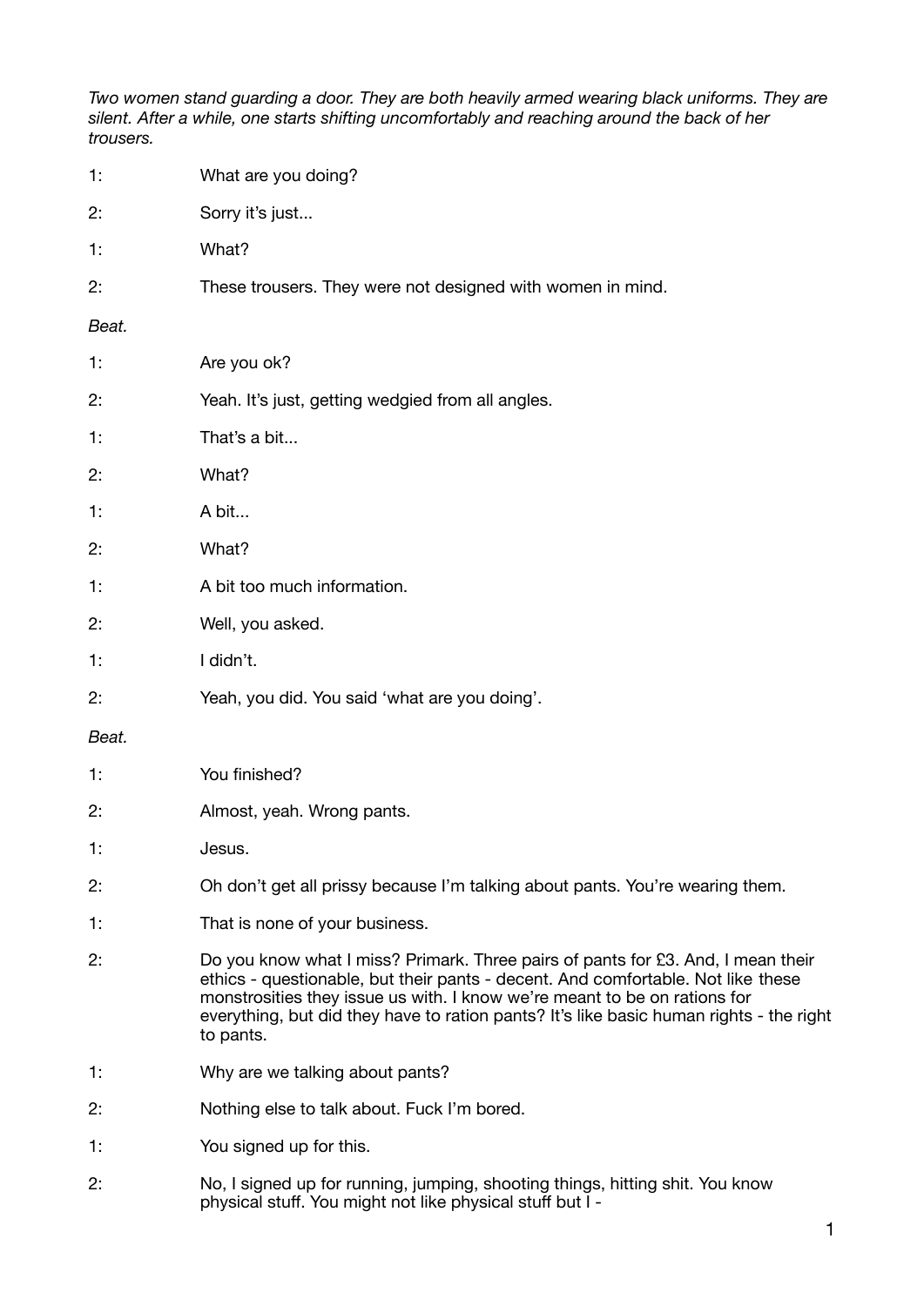*Two women stand guarding a door. They are both heavily armed wearing black uniforms. They are silent. After a while, one starts shifting uncomfortably and reaching around the back of her trousers.*

1: What are you doing?

2: Sorry it's just...

1: What?

2: These trousers. They were not designed with women in mind.

*Beat.*

1: Are you ok?

2: Yeah. It's just, getting wedgied from all angles.

1: That's a bit...

2: What?

1: A bit...

2: What?

1: A bit too much information.

2: Well, you asked.

1: I didn't.

2: Yeah, you did. You said 'what are you doing'.

*Beat.*

1: You finished?

2: Almost, yeah. Wrong pants.

1: Jesus.

2: Oh don't get all prissy because I'm talking about pants. You're wearing them.

1: That is none of your business.

2: Do you know what I miss? Primark. Three pairs of pants for £3. And, I mean their ethics - questionable, but their pants - decent. And comfortable. Not like these monstrosities they issue us with. I know we're meant to be on rations for everything, but did they have to ration pants? It's like basic human rights - the right to pants.

1: Why are we talking about pants?

2: Nothing else to talk about. Fuck I'm bored.

1: You signed up for this.

2: No, I signed up for running, jumping, shooting things, hitting shit. You know physical stuff. You might not like physical stuff but I -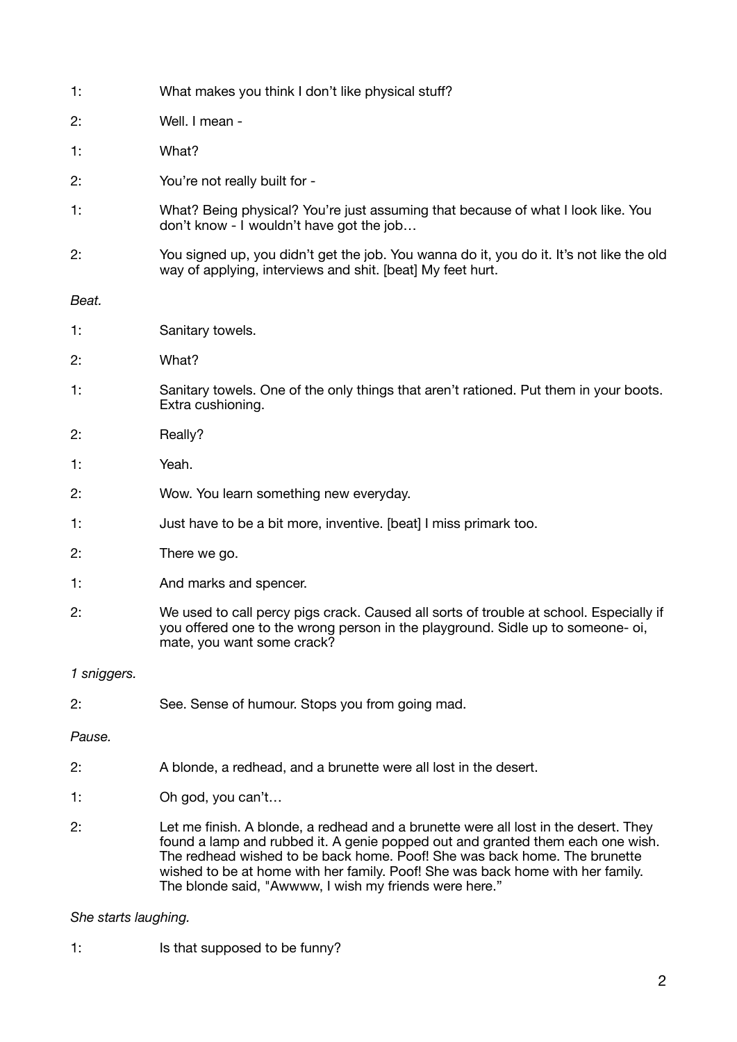1: What makes you think I don't like physical stuff?

2: Well. I mean -

1: What?

2: You're not really built for -

1: What? Being physical? You're just assuming that because of what I look like. You don't know - I wouldn't have got the job…

2: You signed up, you didn't get the job. You wanna do it, you do it. It's not like the old way of applying, interviews and shit. [beat] My feet hurt.

*Beat.*

1: Sanitary towels.

2: What?

1: Sanitary towels. One of the only things that aren't rationed. Put them in your boots. Extra cushioning.

2: Really?

1: Yeah.

2: Wow. You learn something new everyday.

1: Just have to be a bit more, inventive. [beat] I miss primark too.

2: There we go.

1: And marks and spencer.

2: We used to call percy pigs crack. Caused all sorts of trouble at school. Especially if you offered one to the wrong person in the playground. Sidle up to someone- oi, mate, you want some crack?

*1 sniggers.*

2: See. Sense of humour. Stops you from going mad.

*Pause.*

2: A blonde, a redhead, and a brunette were all lost in the desert.

1: Oh god, you can't…

2: Let me finish. A blonde, a redhead and a brunette were all lost in the desert. They found a lamp and rubbed it. A genie popped out and granted them each one wish. The redhead wished to be back home. Poof! She was back home. The brunette wished to be at home with her family. Poof! She was back home with her family. The blonde said, "Awwww, I wish my friends were here."

*She starts laughing.*

1: Is that supposed to be funny?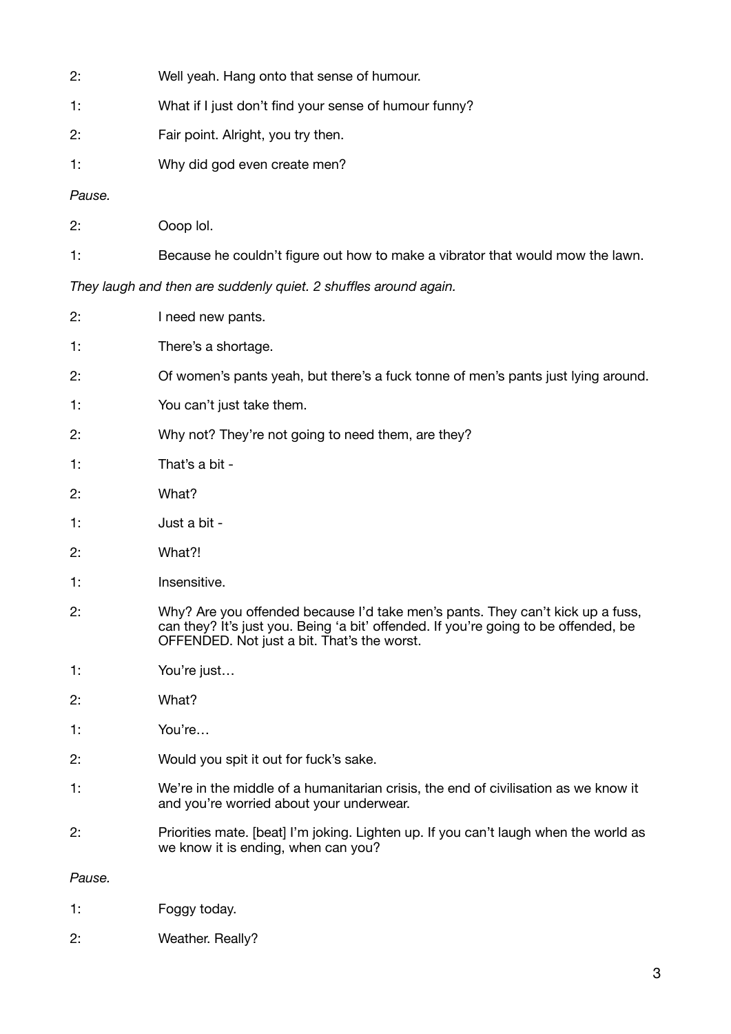2: Well yeah. Hang onto that sense of humour.

1: What if I just don't find your sense of humour funny?

2: Fair point. Alright, you try then.

1: Why did god even create men?

*Pause.*

2: Ooop lol.

1: Because he couldn't figure out how to make a vibrator that would mow the lawn.

*They laugh and then are suddenly quiet. 2 shuffles around again.*

2: I need new pants.

1: There's a shortage.

2: Of women's pants yeah, but there's a fuck tonne of men's pants just lying around.

1: You can't just take them.

2: Why not? They're not going to need them, are they?

1: That's a bit -

2: What?

1: Just a bit -

2: What?!

1: Insensitive.

2: Why? Are you offended because I'd take men's pants. They can't kick up a fuss, can they? It's just you. Being 'a bit' offended. If you're going to be offended, be OFFENDED. Not just a bit. That's the worst.

1: You're just…

2: What?

1: You're…

2: Would you spit it out for fuck's sake.

1: We're in the middle of a humanitarian crisis, the end of civilisation as we know it and you're worried about your underwear.

2: Priorities mate. [beat] I'm joking. Lighten up. If you can't laugh when the world as we know it is ending, when can you?

*Pause.*

1: Foggy today.

2: Weather. Really?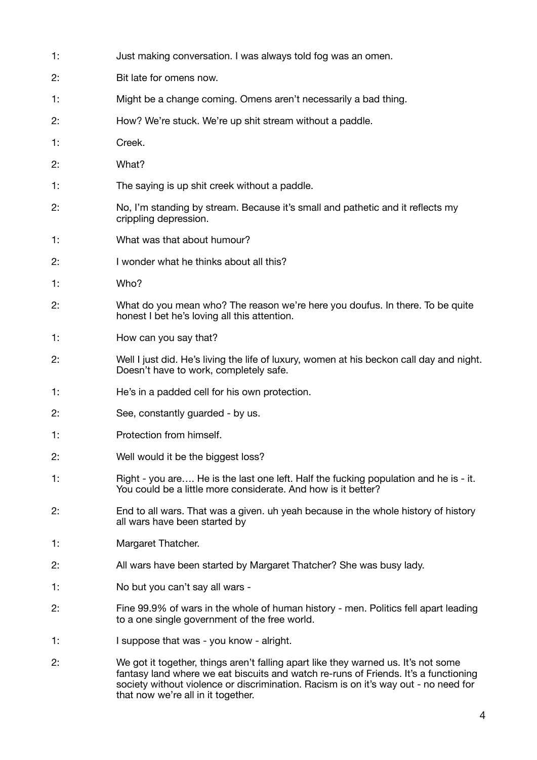1: Just making conversation. I was always told fog was an omen.

2: Bit late for omens now.

1: Might be a change coming. Omens aren't necessarily a bad thing.

2: How? We're stuck. We're up shit stream without a paddle.

1: Creek.

2: What?

1: The saying is up shit creek without a paddle.

2: No, I'm standing by stream. Because it's small and pathetic and it reflects my crippling depression.

1: What was that about humour?

2: I wonder what he thinks about all this?

1: Who?

2: What do you mean who? The reason we're here you doufus. In there. To be quite honest I bet he's loving all this attention.

1: How can you say that?

2: Well I just did. He's living the life of luxury, women at his beckon call day and night. Doesn't have to work, completely safe.

1: He's in a padded cell for his own protection.

2: See, constantly guarded - by us.

1: Protection from himself.

2: Well would it be the biggest loss?

1: Right - you are…. He is the last one left. Half the fucking population and he is - it. You could be a little more considerate. And how is it better?

2: End to all wars. That was a given. uh yeah because in the whole history of history all wars have been started by

1: Margaret Thatcher.

2: All wars have been started by Margaret Thatcher? She was busy lady.

1: No but you can't say all wars -

2: Fine 99.9% of wars in the whole of human history - men. Politics fell apart leading to a one single government of the free world.

1: I suppose that was - you know - alright.

2: We got it together, things aren't falling apart like they warned us. It's not some fantasy land where we eat biscuits and watch re-runs of Friends. It's a functioning society without violence or discrimination. Racism is on it's way out - no need for that now we're all in it together.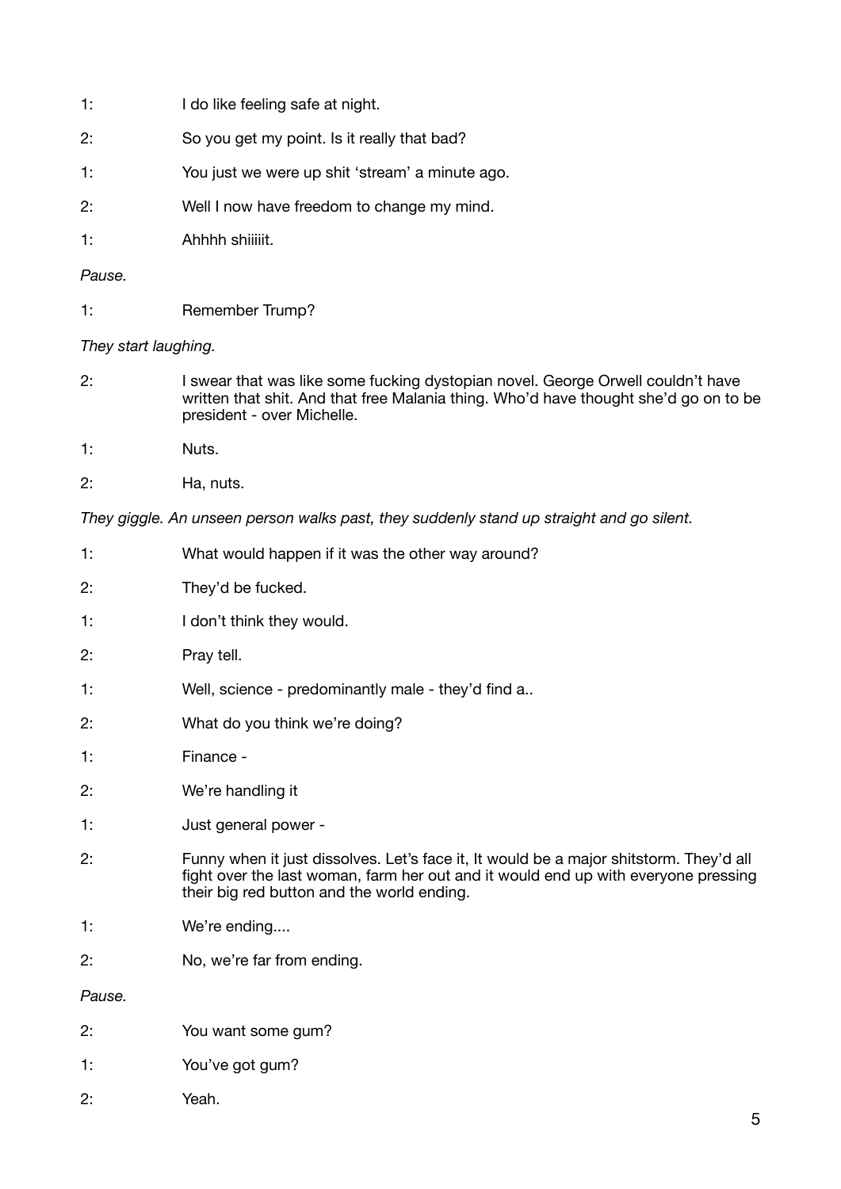1: I do like feeling safe at night.

2: So you get my point. Is it really that bad?

1: You just we were up shit 'stream' a minute ago.

2: Well I now have freedom to change my mind.

1: Ahhhh shiiiiit.

*Pause.*

1: Remember Trump?

*They start laughing.*

2: I swear that was like some fucking dystopian novel. George Orwell couldn't have written that shit. And that free Malania thing. Who'd have thought she'd go on to be president - over Michelle.

1: Nuts.

2: Ha, nuts.

*They giggle. An unseen person walks past, they suddenly stand up straight and go silent.*

1: What would happen if it was the other way around?

2: They'd be fucked.

1: I don't think they would.

2: Pray tell.

1: Well, science - predominantly male - they'd find a..

2: What do you think we're doing?

1: Finance -

2: We're handling it

1: Just general power -

2: Funny when it just dissolves. Let's face it, It would be a major shitstorm. They'd all fight over the last woman, farm her out and it would end up with everyone pressing their big red button and the world ending.

1: We're ending....

2: No, we're far from ending.

*Pause.*

2: You want some gum?

1: You've got gum?

2: Yeah.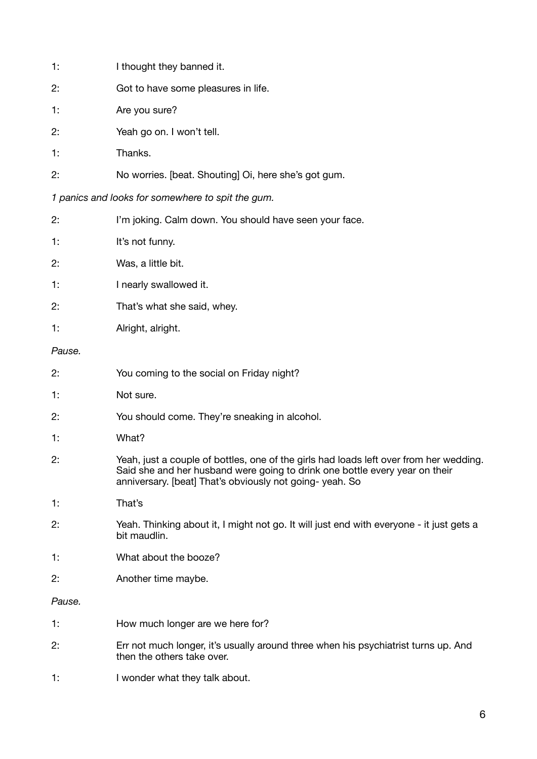1: I thought they banned it.

2: Got to have some pleasures in life.

1: Are you sure?

2: Yeah go on. I won't tell.

1: Thanks.

2: No worries. [beat. Shouting] Oi, here she's got gum.

*1 panics and looks for somewhere to spit the gum.*

2: I'm joking. Calm down. You should have seen your face.

1: It's not funny.

2: Was, a little bit.

1: I nearly swallowed it.

2: That's what she said, whey.

1: Alright, alright.

*Pause.*

2: You coming to the social on Friday night?

1: Not sure.

2: You should come. They're sneaking in alcohol.

1: What?

2: Yeah, just a couple of bottles, one of the girls had loads left over from her wedding. Said she and her husband were going to drink one bottle every year on their anniversary. [beat] That's obviously not going- yeah. So

1: That's

2: Yeah. Thinking about it, I might not go. It will just end with everyone - it just gets a bit maudlin.

1: What about the booze?

2: Another time maybe.

*Pause.*

1: How much longer are we here for?

2: Err not much longer, it's usually around three when his psychiatrist turns up. And then the others take over.

1: I wonder what they talk about.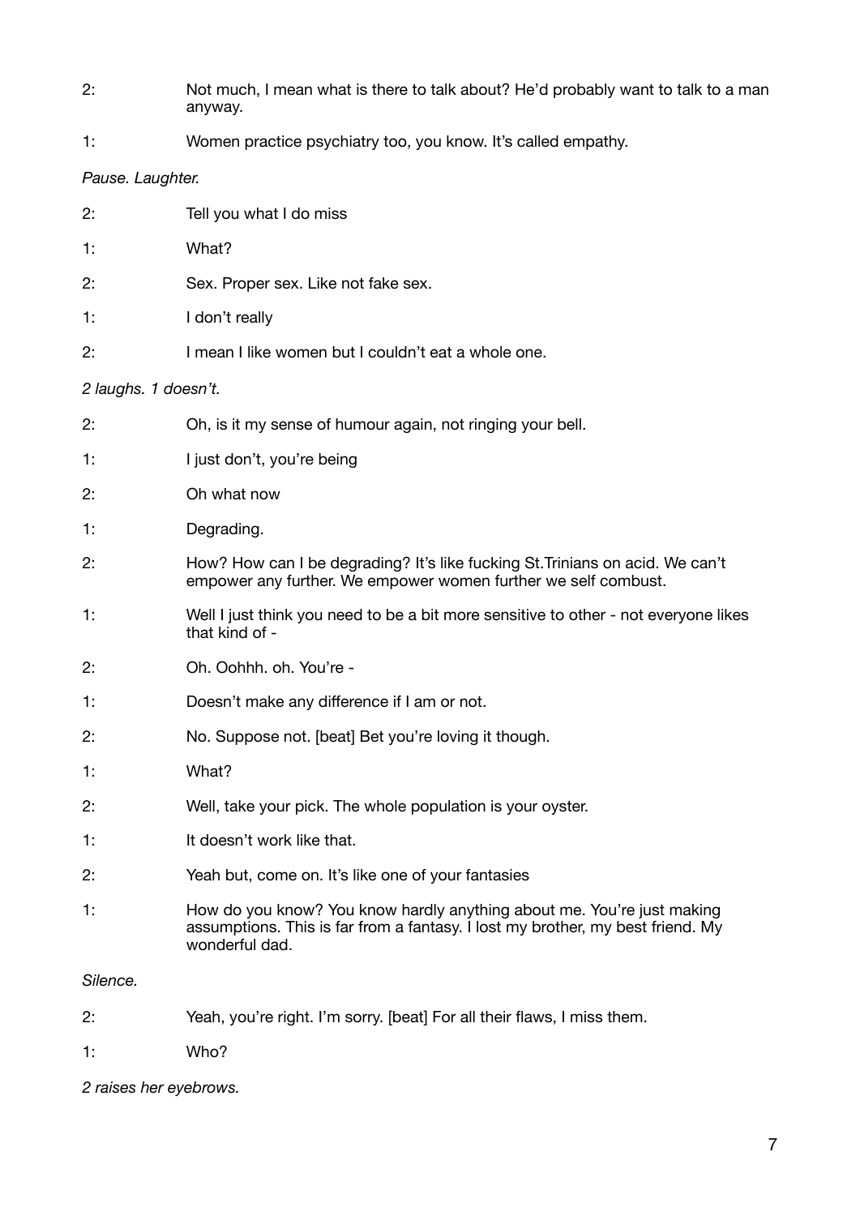2: Not much, I mean what is there to talk about? He'd probably want to talk to a man anyway.

1: Women practice psychiatry too, you know. It's called empathy.

*Pause. Laughter.*

2: Tell you what I do miss

1: What?

2: Sex. Proper sex. Like not fake sex.

1: I don't really

2: I mean I like women but I couldn't eat a whole one.

*2 laughs. 1 doesn't.*

2: Oh, is it my sense of humour again, not ringing your bell.

1: I just don't, you're being

2: Oh what now

1: Degrading.

2: How? How can I be degrading? It's like fucking St.Trinians on acid. We can't empower any further. We empower women further we self combust.

1: Well I just think you need to be a bit more sensitive to other - not everyone likes that kind of -

2: Oh. Oohhh. oh. You're -

1: Doesn't make any difference if I am or not.

2: No. Suppose not. [beat] Bet you're loving it though.

1: What?

2: Well, take your pick. The whole population is your oyster.

1: It doesn't work like that.

2: Yeah but, come on. It's like one of your fantasies

1: How do you know? You know hardly anything about me. You're just making assumptions. This is far from a fantasy. I lost my brother, my best friend. My wonderful dad.

*Silence.*

2: Yeah, you're right. I'm sorry. [beat] For all their flaws, I miss them.

1: Who?

*2 raises her eyebrows.*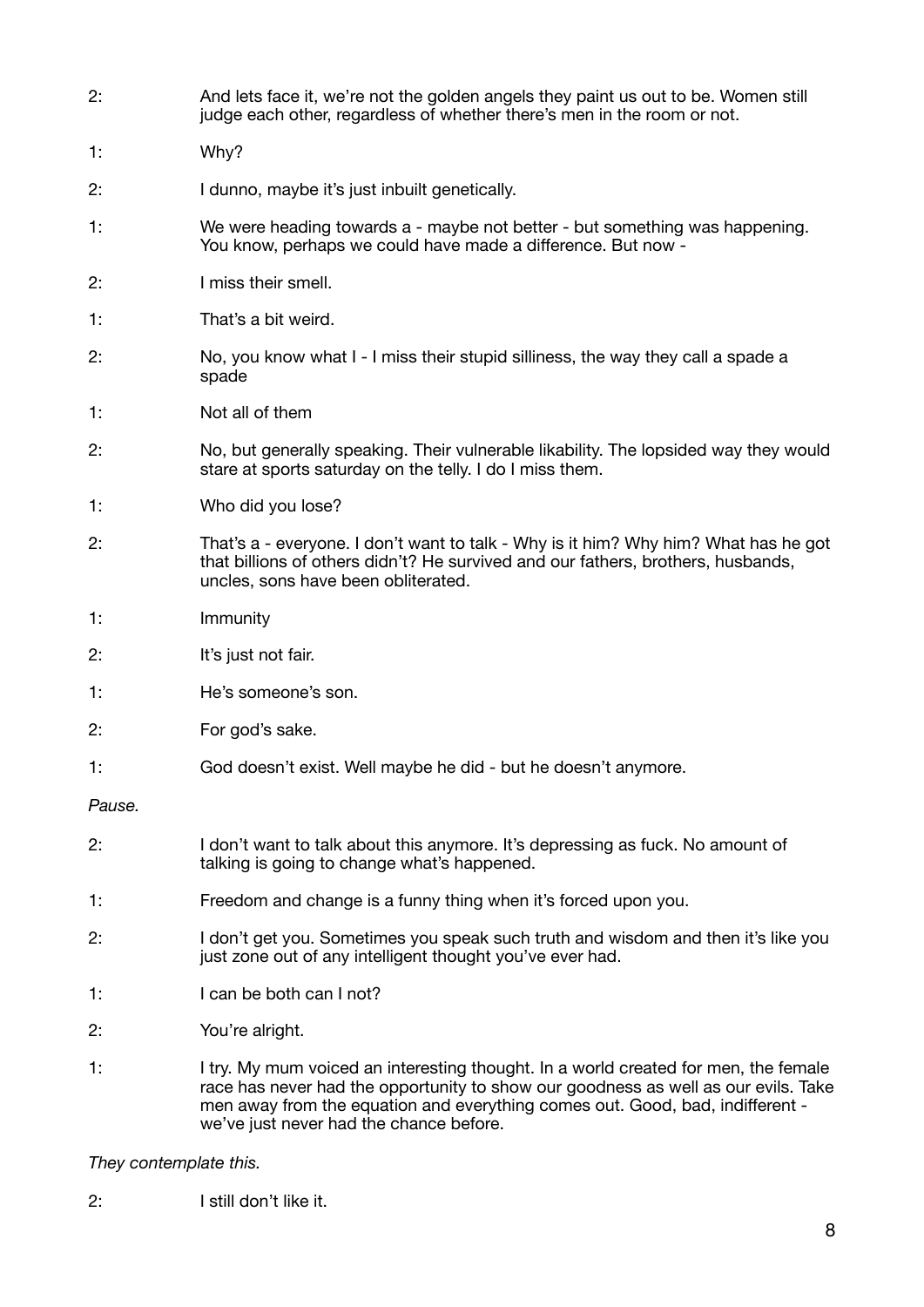2: And lets face it, we're not the golden angels they paint us out to be. Women still judge each other, regardless of whether there's men in the room or not.

1: Why?

2: I dunno, maybe it's just inbuilt genetically.

1: We were heading towards a - maybe not better - but something was happening. You know, perhaps we could have made a difference. But now -

2: I miss their smell.

1: That's a bit weird.

2: No, you know what I - I miss their stupid silliness, the way they call a spade a spade

1: Not all of them

2: No, but generally speaking. Their vulnerable likability. The lopsided way they would stare at sports saturday on the telly. I do I miss them.

1: Who did you lose?

2: That's a - everyone. I don't want to talk - Why is it him? Why him? What has he got that billions of others didn't? He survived and our fathers, brothers, husbands, uncles, sons have been obliterated.

1: Immunity

2: It's just not fair.

1: He's someone's son.

2: For god's sake.

1: God doesn't exist. Well maybe he did - but he doesn't anymore.

*Pause.*

2: I don't want to talk about this anymore. It's depressing as fuck. No amount of talking is going to change what's happened.

1: Freedom and change is a funny thing when it's forced upon you.

2: I don't get you. Sometimes you speak such truth and wisdom and then it's like you just zone out of any intelligent thought you've ever had.

1: I can be both can I not?

2: You're alright.

1: I try. My mum voiced an interesting thought. In a world created for men, the female race has never had the opportunity to show our goodness as well as our evils. Take men away from the equation and everything comes out. Good, bad, indifferent - we've just never had the chance before.

*They contemplate this.*

2: I still don't like it.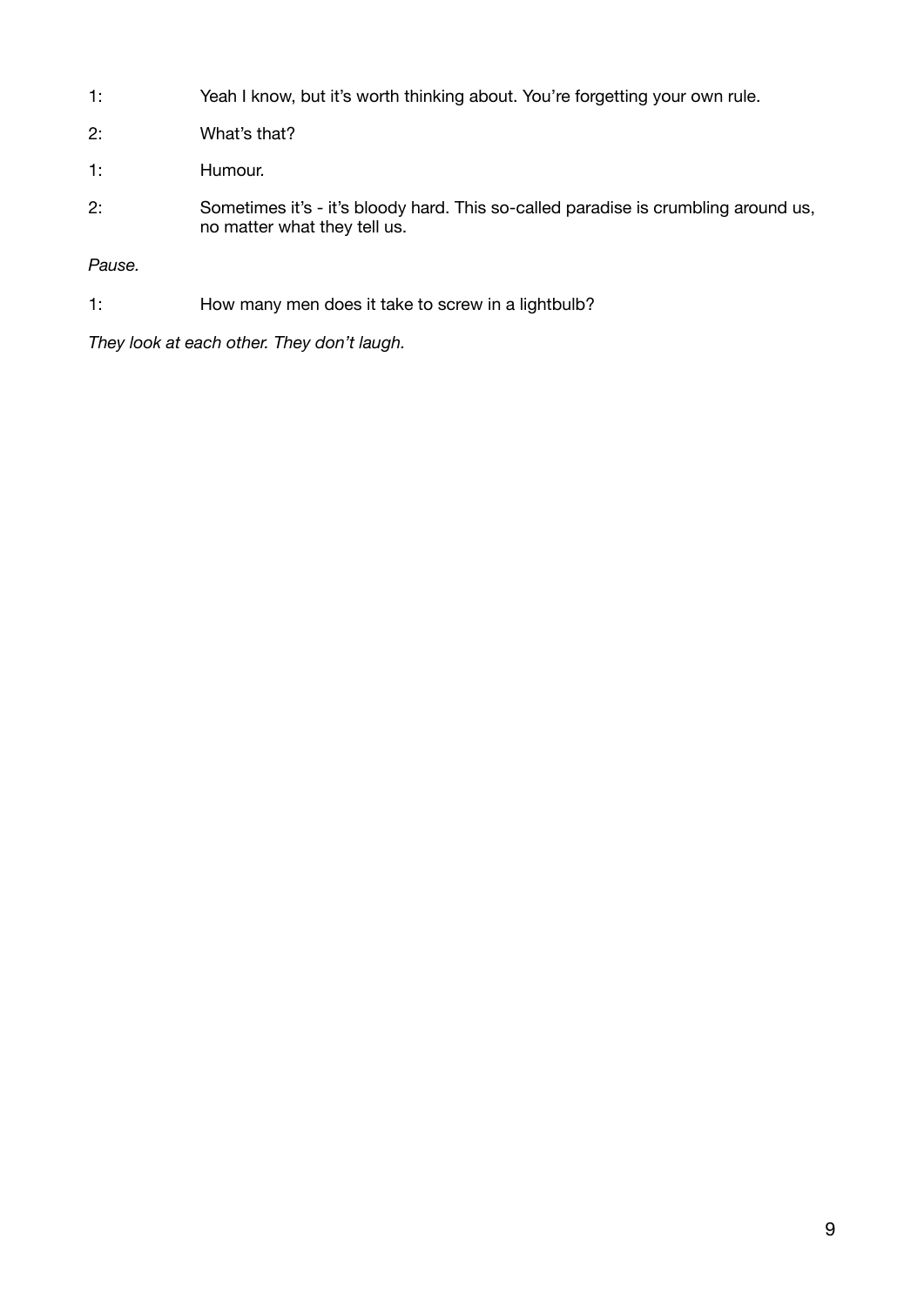1: Yeah I know, but it's worth thinking about. You're forgetting your own rule.

2: What's that?

1: Humour.

2: Sometimes it's - it's bloody hard. This so-called paradise is crumbling around us, no matter what they tell us.

*Pause.*

1: How many men does it take to screw in a lightbulb?

*They look at each other. They don't laugh.*